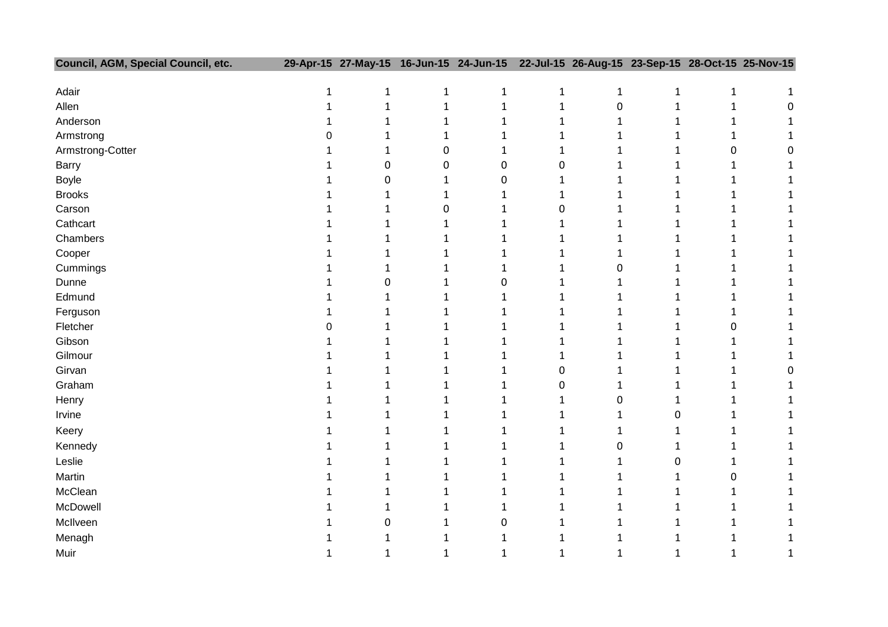| Council, AGM, Special Council, etc. | 29-Apr-15 | 27-May-15 | 16-Jun-15 | 24-Jun-15 | 22-Jul-15 | 26-Aug-15 | 23-Sep-15 | 28-Oct-15 | 25-Nov-15 |
|---|---|---|---|---|---|---|---|---|---|
| Adair | 1 | 1 | 1 | 1 | 1 | 1 | 1 | 1 | 1 |
| Allen | 1 | 1 | 1 | 1 | 1 | 0 | 1 | 1 | 0 |
| Anderson | 1 | 1 | 1 | 1 | 1 | 1 | 1 | 1 | 1 |
| Armstrong | 0 | 1 | 1 | 1 | 1 | 1 | 1 | 1 | 1 |
| Armstrong-Cotter | 1 | 1 | 0 | 1 | 1 | 1 | 1 | 0 | 0 |
| Barry | 1 | 0 | 0 | 0 | 0 | 1 | 1 | 1 | 1 |
| Boyle | 1 | 0 | 1 | 0 | 1 | 1 | 1 | 1 | 1 |
| Brooks | 1 | 1 | 1 | 1 | 1 | 1 | 1 | 1 | 1 |
| Carson | 1 | 1 | 0 | 1 | 0 | 1 | 1 | 1 | 1 |
| Cathcart | 1 | 1 | 1 | 1 | 1 | 1 | 1 | 1 | 1 |
| Chambers | 1 | 1 | 1 | 1 | 1 | 1 | 1 | 1 | 1 |
| Cooper | 1 | 1 | 1 | 1 | 1 | 1 | 1 | 1 | 1 |
| Cummings | 1 | 1 | 1 | 1 | 1 | 0 | 1 | 1 | 1 |
| Dunne | 1 | 0 | 1 | 0 | 1 | 1 | 1 | 1 | 1 |
| Edmund | 1 | 1 | 1 | 1 | 1 | 1 | 1 | 1 | 1 |
| Ferguson | 1 | 1 | 1 | 1 | 1 | 1 | 1 | 1 | 1 |
| Fletcher | 0 | 1 | 1 | 1 | 1 | 1 | 1 | 0 | 1 |
| Gibson | 1 | 1 | 1 | 1 | 1 | 1 | 1 | 1 | 1 |
| Gilmour | 1 | 1 | 1 | 1 | 1 | 1 | 1 | 1 | 1 |
| Girvan | 1 | 1 | 1 | 1 | 0 | 1 | 1 | 1 | 0 |
| Graham | 1 | 1 | 1 | 1 | 0 | 1 | 1 | 1 | 1 |
| Henry | 1 | 1 | 1 | 1 | 1 | 0 | 1 | 1 | 1 |
| Irvine | 1 | 1 | 1 | 1 | 1 | 1 | 0 | 1 | 1 |
| Keery | 1 | 1 | 1 | 1 | 1 | 1 | 1 | 1 | 1 |
| Kennedy | 1 | 1 | 1 | 1 | 1 | 0 | 1 | 1 | 1 |
| Leslie | 1 | 1 | 1 | 1 | 1 | 1 | 0 | 1 | 1 |
| Martin | 1 | 1 | 1 | 1 | 1 | 1 | 1 | 0 | 1 |
| McClean | 1 | 1 | 1 | 1 | 1 | 1 | 1 | 1 | 1 |
| McDowell | 1 | 1 | 1 | 1 | 1 | 1 | 1 | 1 | 1 |
| McIlveen | 1 | 0 | 1 | 0 | 1 | 1 | 1 | 1 | 1 |
| Menagh | 1 | 1 | 1 | 1 | 1 | 1 | 1 | 1 | 1 |
| Muir | 1 | 1 | 1 | 1 | 1 | 1 | 1 | 1 | 1 |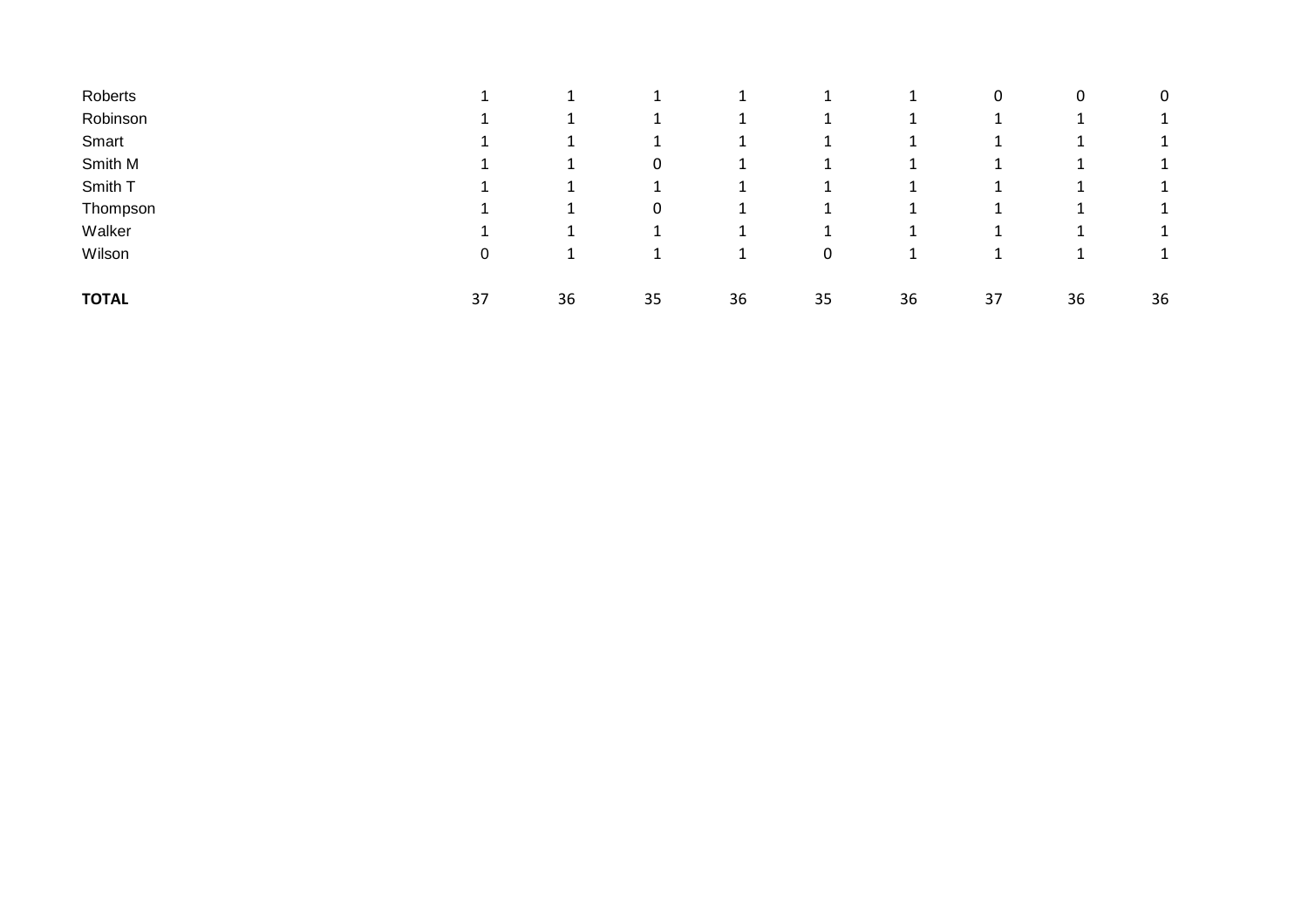| | | | | | | | | | |
|---|---|---|---|---|---|---|---|---|---|
| Roberts | 1 | 1 | 1 | 1 | 1 | 1 | 0 | 0 | 0 |
| Robinson | 1 | 1 | 1 | 1 | 1 | 1 | 1 | 1 | 1 |
| Smart | 1 | 1 | 1 | 1 | 1 | 1 | 1 | 1 | 1 |
| Smith M | 1 | 1 | 0 | 1 | 1 | 1 | 1 | 1 | 1 |
| Smith T | 1 | 1 | 1 | 1 | 1 | 1 | 1 | 1 | 1 |
| Thompson | 1 | 1 | 0 | 1 | 1 | 1 | 1 | 1 | 1 |
| Walker | 1 | 1 | 1 | 1 | 1 | 1 | 1 | 1 | 1 |
| Wilson | 0 | 1 | 1 | 1 | 0 | 1 | 1 | 1 | 1 |
| **TOTAL** | 37 | 36 | 35 | 36 | 35 | 36 | 37 | 36 | 36 |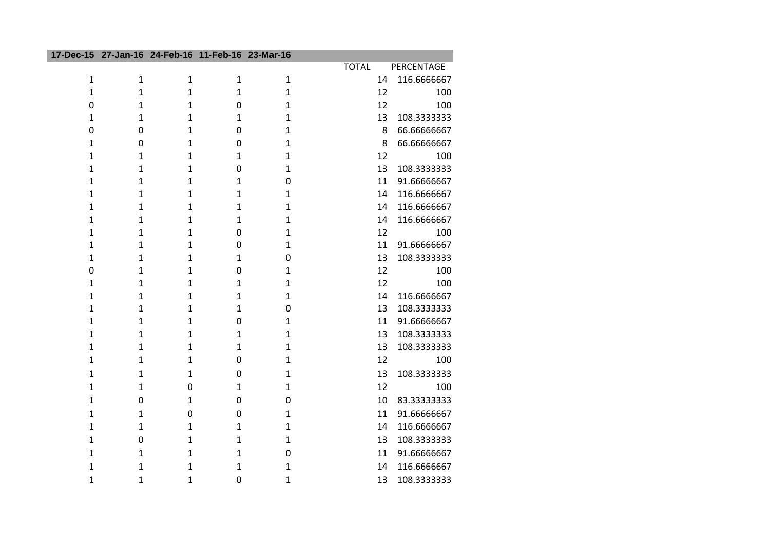| 17-Dec-15 | 27-Jan-16 | 24-Feb-16 | 11-Feb-16 | 23-Mar-16 | TOTAL | PERCENTAGE |
|---|---|---|---|---|---|---|
| 1 | 1 | 1 | 1 | 1 | 14 | 116.6666667 |
| 1 | 1 | 1 | 1 | 1 | 12 | 100 |
| 0 | 1 | 1 | 0 | 1 | 12 | 100 |
| 1 | 1 | 1 | 1 | 1 | 13 | 108.3333333 |
| 0 | 0 | 1 | 0 | 1 | 8 | 66.66666667 |
| 1 | 0 | 1 | 0 | 1 | 8 | 66.66666667 |
| 1 | 1 | 1 | 1 | 1 | 12 | 100 |
| 1 | 1 | 1 | 0 | 1 | 13 | 108.3333333 |
| 1 | 1 | 1 | 1 | 0 | 11 | 91.66666667 |
| 1 | 1 | 1 | 1 | 1 | 14 | 116.6666667 |
| 1 | 1 | 1 | 1 | 1 | 14 | 116.6666667 |
| 1 | 1 | 1 | 1 | 1 | 14 | 116.6666667 |
| 1 | 1 | 1 | 0 | 1 | 12 | 100 |
| 1 | 1 | 1 | 0 | 1 | 11 | 91.66666667 |
| 1 | 1 | 1 | 1 | 0 | 13 | 108.3333333 |
| 0 | 1 | 1 | 0 | 1 | 12 | 100 |
| 1 | 1 | 1 | 1 | 1 | 12 | 100 |
| 1 | 1 | 1 | 1 | 1 | 14 | 116.6666667 |
| 1 | 1 | 1 | 1 | 0 | 13 | 108.3333333 |
| 1 | 1 | 1 | 0 | 1 | 11 | 91.66666667 |
| 1 | 1 | 1 | 1 | 1 | 13 | 108.3333333 |
| 1 | 1 | 1 | 1 | 1 | 13 | 108.3333333 |
| 1 | 1 | 1 | 0 | 1 | 12 | 100 |
| 1 | 1 | 1 | 0 | 1 | 13 | 108.3333333 |
| 1 | 1 | 0 | 1 | 1 | 12 | 100 |
| 1 | 0 | 1 | 0 | 0 | 10 | 83.33333333 |
| 1 | 1 | 0 | 0 | 1 | 11 | 91.66666667 |
| 1 | 1 | 1 | 1 | 1 | 14 | 116.6666667 |
| 1 | 0 | 1 | 1 | 1 | 13 | 108.3333333 |
| 1 | 1 | 1 | 1 | 0 | 11 | 91.66666667 |
| 1 | 1 | 1 | 1 | 1 | 14 | 116.6666667 |
| 1 | 1 | 1 | 0 | 1 | 13 | 108.3333333 |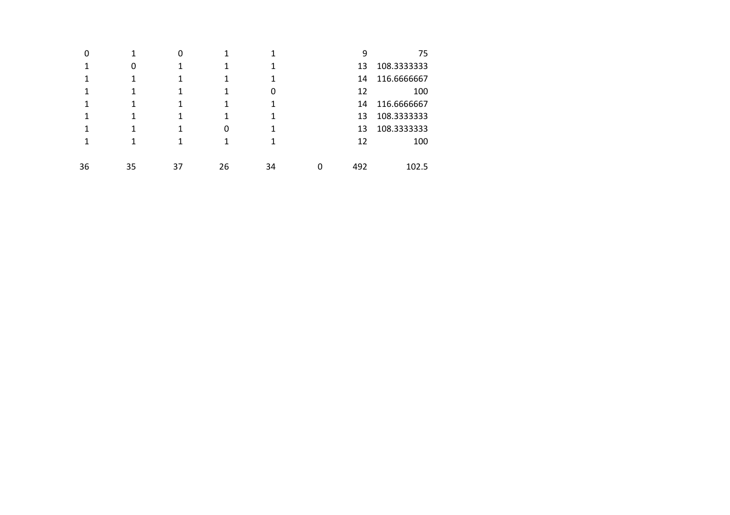| | | | | | | | |
|---|---|---|---|---|---|---|---|
| 0 | 1 | 0 | 1 | 1 | | 9 | 75 |
| 1 | 0 | 1 | 1 | 1 | | 13 | 108.3333333 |
| 1 | 1 | 1 | 1 | 1 | | 14 | 116.6666667 |
| 1 | 1 | 1 | 1 | 0 | | 12 | 100 |
| 1 | 1 | 1 | 1 | 1 | | 14 | 116.6666667 |
| 1 | 1 | 1 | 1 | 1 | | 13 | 108.3333333 |
| 1 | 1 | 1 | 0 | 1 | | 13 | 108.3333333 |
| 1 | 1 | 1 | 1 | 1 | | 12 | 100 |
| | | | | | | | |
| 36 | 35 | 37 | 26 | 34 | 0 | 492 | 102.5 |